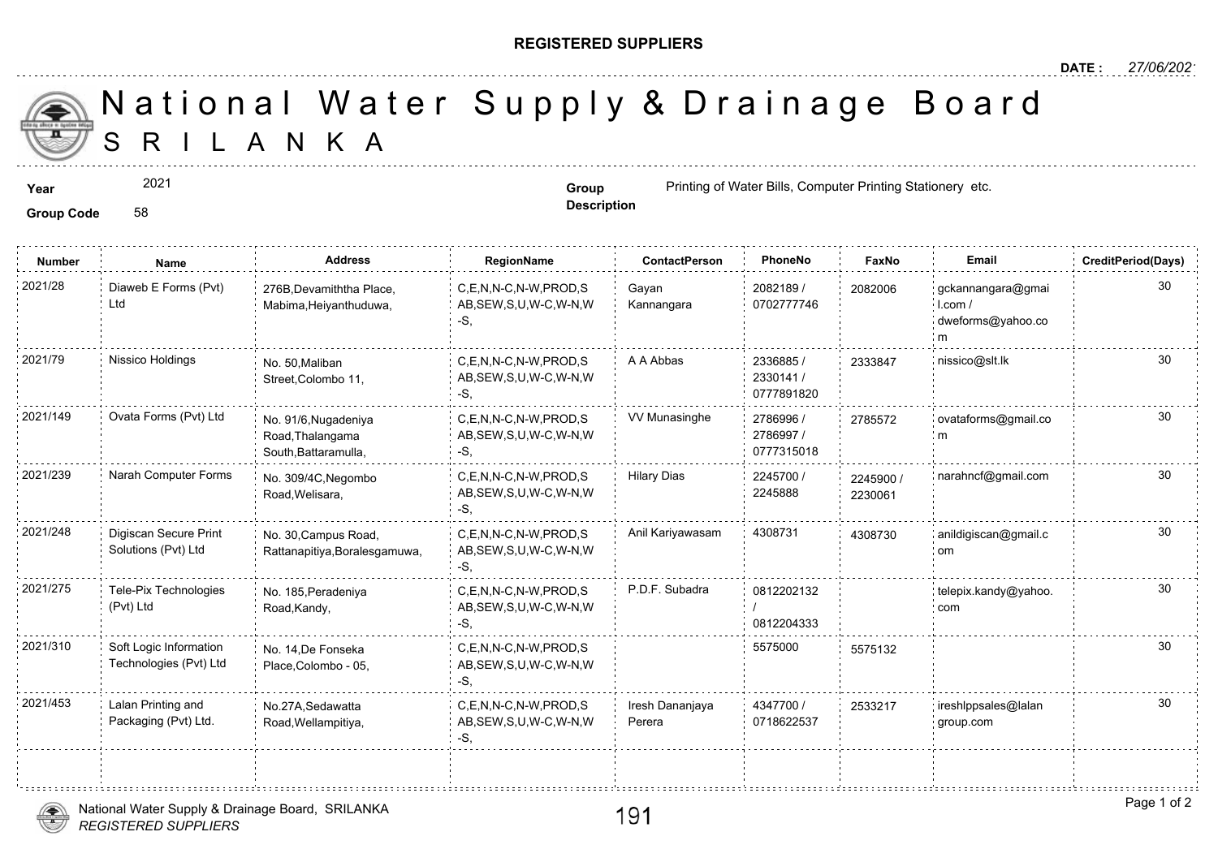**REGISTERED SUPPLIERS**

**DATE :** 27/06/2021

# National Water Supply & Drainage Board
## S R I L A N K A

**Year** 2021

**Group Code** 58

**Group Description** Printing of Water Bills, Computer Printing Stationery etc.

| Number | Name | Address | RegionName | ContactPerson | PhoneNo | FaxNo | Email | CreditPeriod(Days) |
|---|---|---|---|---|---|---|---|---|
| 2021/28 | Diaweb E Forms (Pvt) Ltd | 276B,Devamiththa Place, Mabima,Heiyanthuduwa, | C,E,N,N-C,N-W,PROD,SAB,SEW,S,U,W-C,W-N,W-S, | Gayan Kannangara | 2082189 / 0702777746 | 2082006 | gckannangara@gmail.com / dweforms@yahoo.com | 30 |
| 2021/79 | Nissico Holdings | No. 50,Maliban Street,Colombo 11, | C,E,N,N-C,N-W,PROD,SAB,SEW,S,U,W-C,W-N,W-S, | A A Abbas | 2336885 / 2330141 / 0777891820 | 2333847 | nissico@slt.lk | 30 |
| 2021/149 | Ovata Forms (Pvt) Ltd | No. 91/6,Nugadeniya Road,Thalangama South,Battaramulla, | C,E,N,N-C,N-W,PROD,SAB,SEW,S,U,W-C,W-N,W-S, | VV Munasinghe | 2786996 / 2786997 / 0777315018 | 2785572 | ovataforms@gmail.com | 30 |
| 2021/239 | Narah Computer Forms | No. 309/4C,Negombo Road,Welisara, | C,E,N,N-C,N-W,PROD,SAB,SEW,S,U,W-C,W-N,W-S, | Hilary Dias | 2245700 / 2245888 | 2245900 / 2230061 | narahncf@gmail.com | 30 |
| 2021/248 | Digiscan Secure Print Solutions (Pvt) Ltd | No. 30,Campus Road, Rattanapitiya,Boralesgamuwa, | C,E,N,N-C,N-W,PROD,SAB,SEW,S,U,W-C,W-N,W-S, | Anil Kariyawasam | 4308731 | 4308730 | anildigiscan@gmail.com | 30 |
| 2021/275 | Tele-Pix Technologies (Pvt) Ltd | No. 185,Peradeniya Road,Kandy, | C,E,N,N-C,N-W,PROD,SAB,SEW,S,U,W-C,W-N,W-S, | P.D.F. Subadra | 0812202132 / 0812204333 | | telepix.kandy@yahoo.com | 30 |
| 2021/310 | Soft Logic Information Technologies (Pvt) Ltd | No. 14,De Fonseka Place,Colombo - 05, | C,E,N,N-C,N-W,PROD,SAB,SEW,S,U,W-C,W-N,W-S, | | 5575000 | 5575132 | | 30 |
| 2021/453 | Lalan Printing and Packaging (Pvt) Ltd. | No.27A,Sedawatta Road,Wellampitiya, | C,E,N,N-C,N-W,PROD,SAB,SEW,S,U,W-C,W-N,W-S, | Iresh Dananjaya Perera | 4347700 / 0718622537 | 2533217 | ireshlppsales@lalangroup.com | 30 |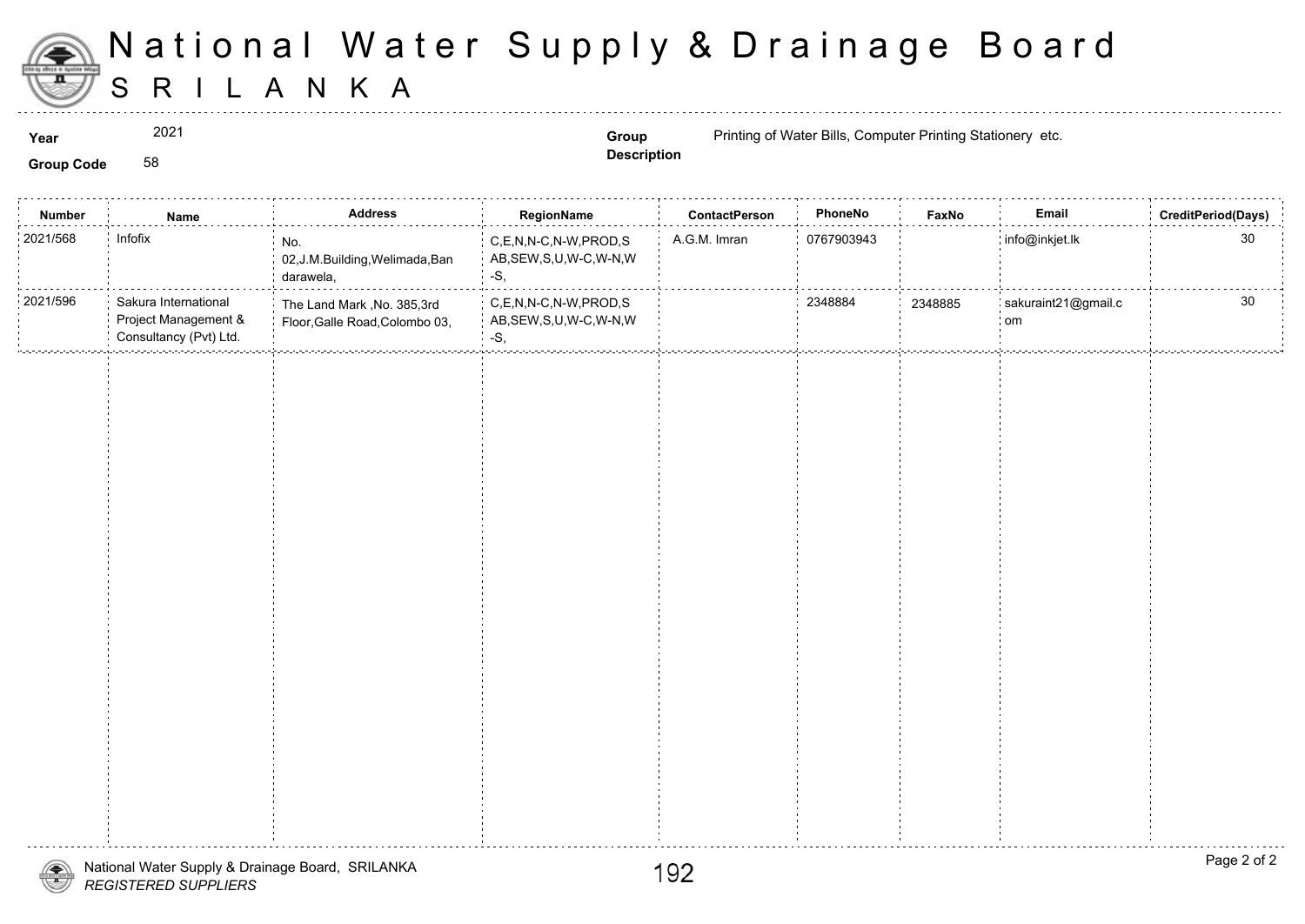# National Water Supply & Drainage Board
## SRILANKA

**Year** 2021

**Group Code** 58

**Group Description** Printing of Water Bills, Computer Printing Stationery etc.

| Number | Name | Address | RegionName | ContactPerson | PhoneNo | FaxNo | Email | CreditPeriod(Days) |
|---|---|---|---|---|---|---|---|---|
| 2021/568 | Infofix | No. 02,J.M.Building,Welimada,Bandarawela, | C,E,N,N-C,N-W,PROD,SAB,SEW,S,U,W-C,W-N,W-S, | A.G.M. Imran | 0767903943 | | info@inkjet.lk | 30 |
| 2021/596 | Sakura International Project Management & Consultancy (Pvt) Ltd. | The Land Mark ,No. 385,3rd Floor,Galle Road,Colombo 03, | C,E,N,N-C,N-W,PROD,SAB,SEW,S,U,W-C,W-N,W-S, | | 2348884 | 2348885 | sakuraint21@gmail.com | 30 |

National Water Supply & Drainage Board, SRILANKA
*REGISTERED SUPPLIERS*